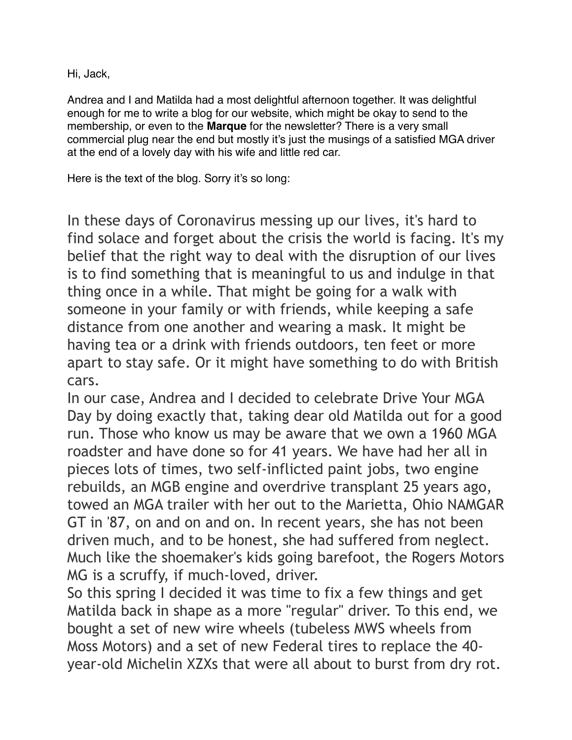Hi, Jack,

Andrea and I and Matilda had a most delightful afternoon together. It was delightful enough for me to write a blog for our website, which might be okay to send to the membership, or even to the **Marque** for the newsletter? There is a very small commercial plug near the end but mostly it's just the musings of a satisfied MGA driver at the end of a lovely day with his wife and little red car.

Here is the text of the blog. Sorry it's so long:

In these days of Coronavirus messing up our lives, it's hard to find solace and forget about the crisis the world is facing. It's my belief that the right way to deal with the disruption of our lives is to find something that is meaningful to us and indulge in that thing once in a while. That might be going for a walk with someone in your family or with friends, while keeping a safe distance from one another and wearing a mask. It might be having tea or a drink with friends outdoors, ten feet or more apart to stay safe. Or it might have something to do with British cars.

In our case, Andrea and I decided to celebrate Drive Your MGA Day by doing exactly that, taking dear old Matilda out for a good run. Those who know us may be aware that we own a 1960 MGA roadster and have done so for 41 years. We have had her all in pieces lots of times, two self-inflicted paint jobs, two engine rebuilds, an MGB engine and overdrive transplant 25 years ago, towed an MGA trailer with her out to the Marietta, Ohio NAMGAR GT in '87, on and on and on. In recent years, she has not been driven much, and to be honest, she had suffered from neglect. Much like the shoemaker's kids going barefoot, the Rogers Motors MG is a scruffy, if much-loved, driver.

So this spring I decided it was time to fix a few things and get Matilda back in shape as a more "regular" driver. To this end, we bought a set of new wire wheels (tubeless MWS wheels from Moss Motors) and a set of new Federal tires to replace the 40-year-old Michelin XZXs that were all about to burst from dry rot.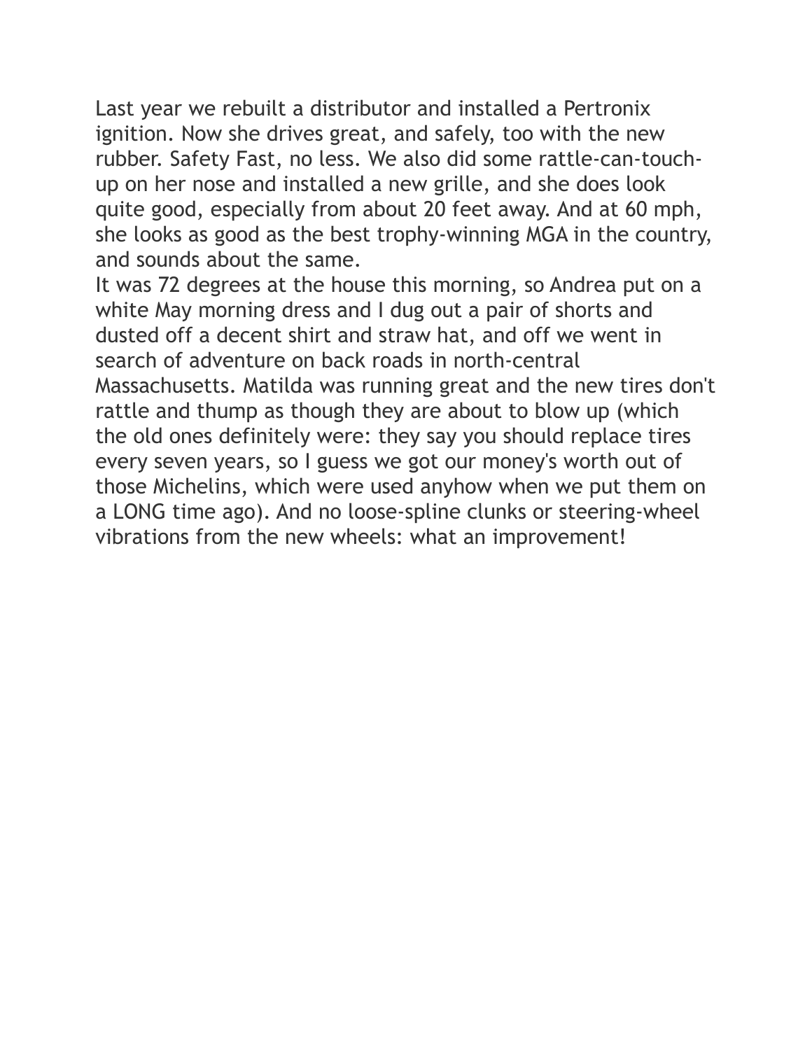Last year we rebuilt a distributor and installed a Pertronix ignition. Now she drives great, and safely, too with the new rubber. Safety Fast, no less. We also did some rattle-can-touch-up on her nose and installed a new grille, and she does look quite good, especially from about 20 feet away. And at 60 mph, she looks as good as the best trophy-winning MGA in the country, and sounds about the same.

It was 72 degrees at the house this morning, so Andrea put on a white May morning dress and I dug out a pair of shorts and dusted off a decent shirt and straw hat, and off we went in search of adventure on back roads in north-central Massachusetts. Matilda was running great and the new tires don't rattle and thump as though they are about to blow up (which the old ones definitely were: they say you should replace tires every seven years, so I guess we got our money's worth out of those Michelins, which were used anyhow when we put them on a LONG time ago). And no loose-spline clunks or steering-wheel vibrations from the new wheels: what an improvement!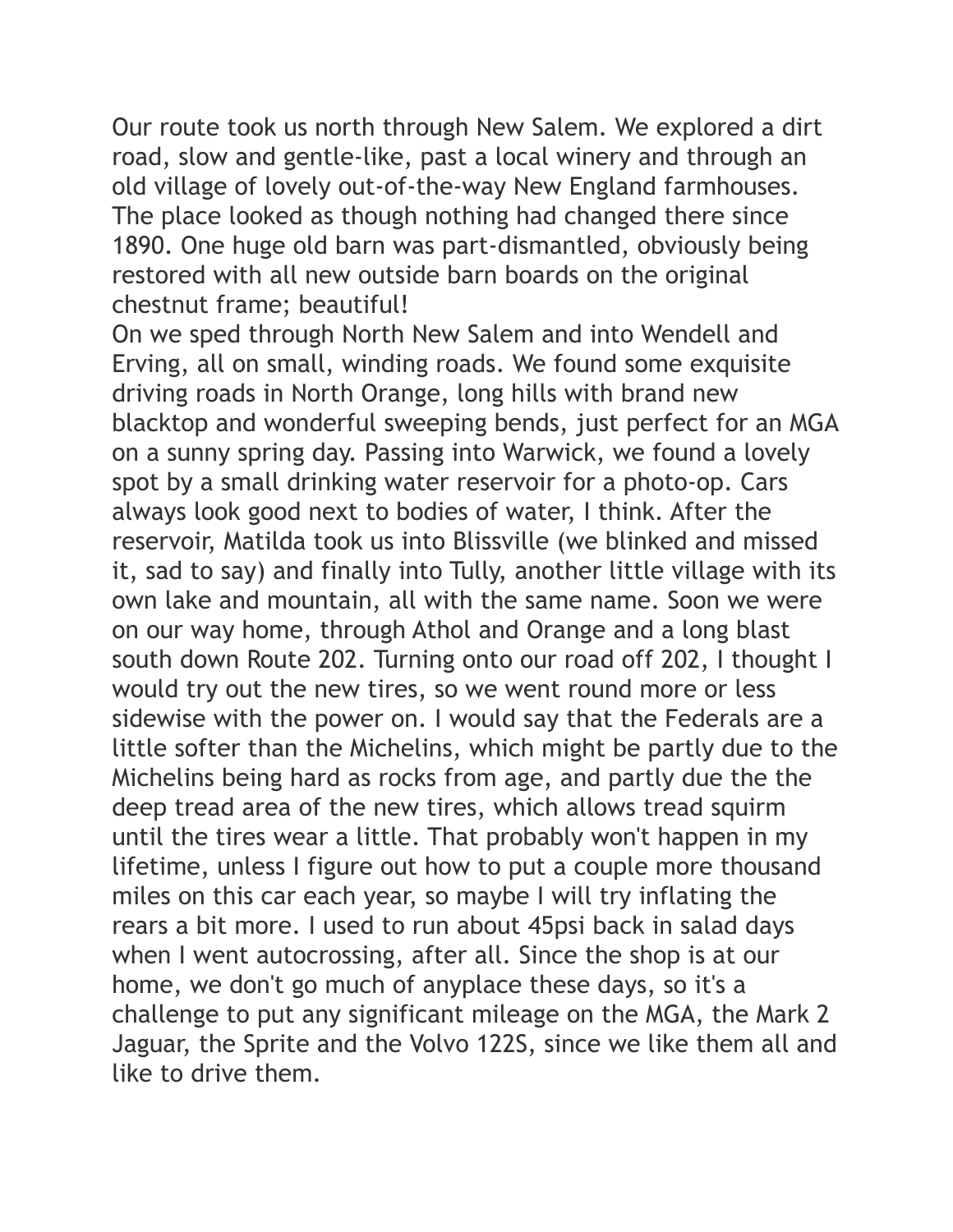Our route took us north through New Salem. We explored a dirt road, slow and gentle-like, past a local winery and through an old village of lovely out-of-the-way New England farmhouses. The place looked as though nothing had changed there since 1890. One huge old barn was part-dismantled, obviously being restored with all new outside barn boards on the original chestnut frame; beautiful!

On we sped through North New Salem and into Wendell and Erving, all on small, winding roads. We found some exquisite driving roads in North Orange, long hills with brand new blacktop and wonderful sweeping bends, just perfect for an MGA on a sunny spring day. Passing into Warwick, we found a lovely spot by a small drinking water reservoir for a photo-op. Cars always look good next to bodies of water, I think. After the reservoir, Matilda took us into Blissville (we blinked and missed it, sad to say) and finally into Tully, another little village with its own lake and mountain, all with the same name. Soon we were on our way home, through Athol and Orange and a long blast south down Route 202. Turning onto our road off 202, I thought I would try out the new tires, so we went round more or less sidewise with the power on. I would say that the Federals are a little softer than the Michelins, which might be partly due to the Michelins being hard as rocks from age, and partly due the the deep tread area of the new tires, which allows tread squirm until the tires wear a little. That probably won't happen in my lifetime, unless I figure out how to put a couple more thousand miles on this car each year, so maybe I will try inflating the rears a bit more. I used to run about 45psi back in salad days when I went autocrossing, after all. Since the shop is at our home, we don't go much of anyplace these days, so it's a challenge to put any significant mileage on the MGA, the Mark 2 Jaguar, the Sprite and the Volvo 122S, since we like them all and like to drive them.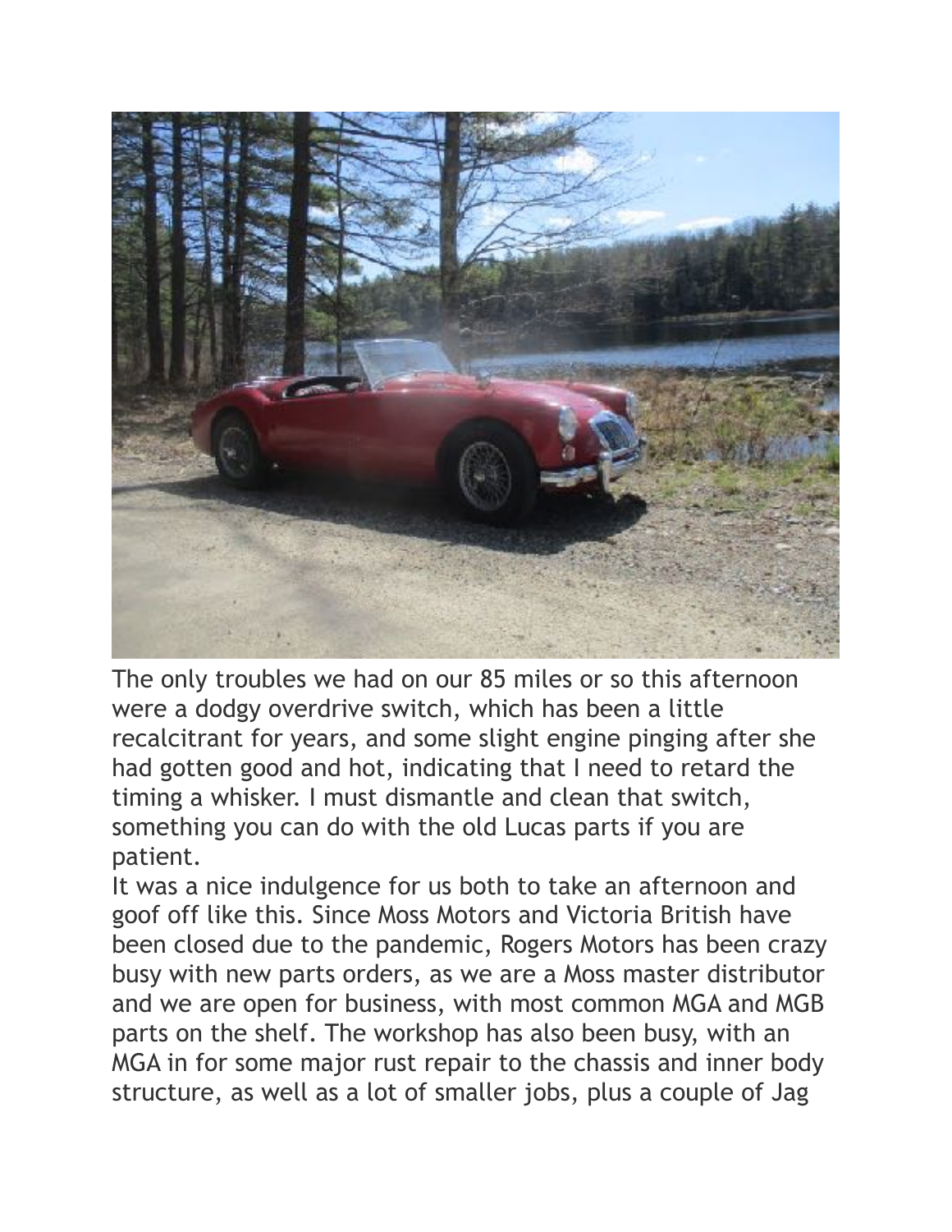The only troubles we had on our 85 miles or so this afternoon were a dodgy overdrive switch, which has been a little recalcitrant for years, and some slight engine pinging after she had gotten good and hot, indicating that I need to retard the timing a whisker. I must dismantle and clean that switch, something you can do with the old Lucas parts if you are patient.

It was a nice indulgence for us both to take an afternoon and goof off like this. Since Moss Motors and Victoria British have been closed due to the pandemic, Rogers Motors has been crazy busy with new parts orders, as we are a Moss master distributor and we are open for business, with most common MGA and MGB parts on the shelf. The workshop has also been busy, with an MGA in for some major rust repair to the chassis and inner body structure, as well as a lot of smaller jobs, plus a couple of Jag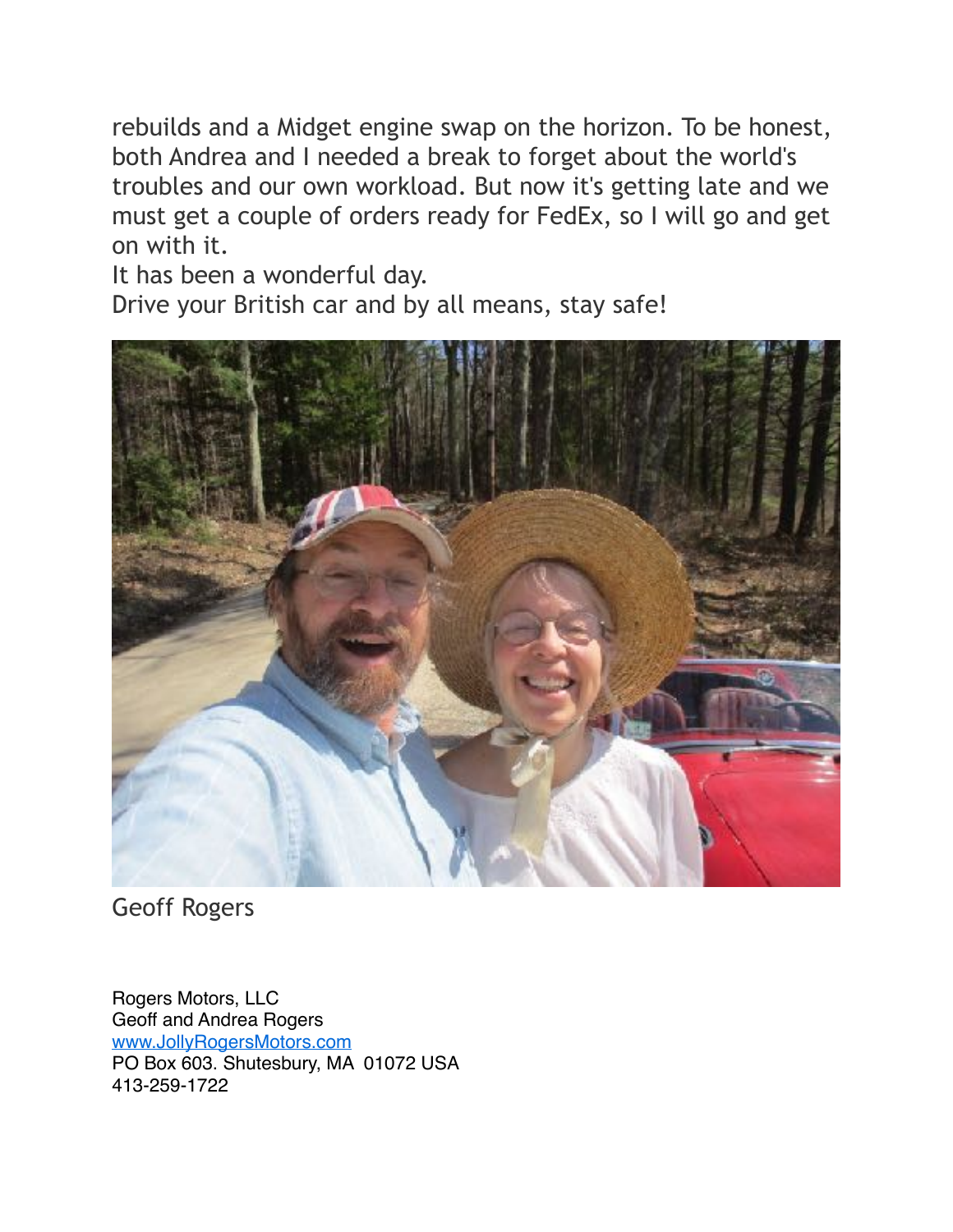rebuilds and a Midget engine swap on the horizon. To be honest, both Andrea and I needed a break to forget about the world's troubles and our own workload. But now it's getting late and we must get a couple of orders ready for FedEx, so I will go and get on with it.

It has been a wonderful day.

Drive your British car and by all means, stay safe!

Geoff Rogers

Rogers Motors, LLC
Geoff and Andrea Rogers
[www.JollyRogersMotors.com](http://www.JollyRogersMotors.com)
PO Box 603. Shutesbury, MA 01072 USA
413-259-1722